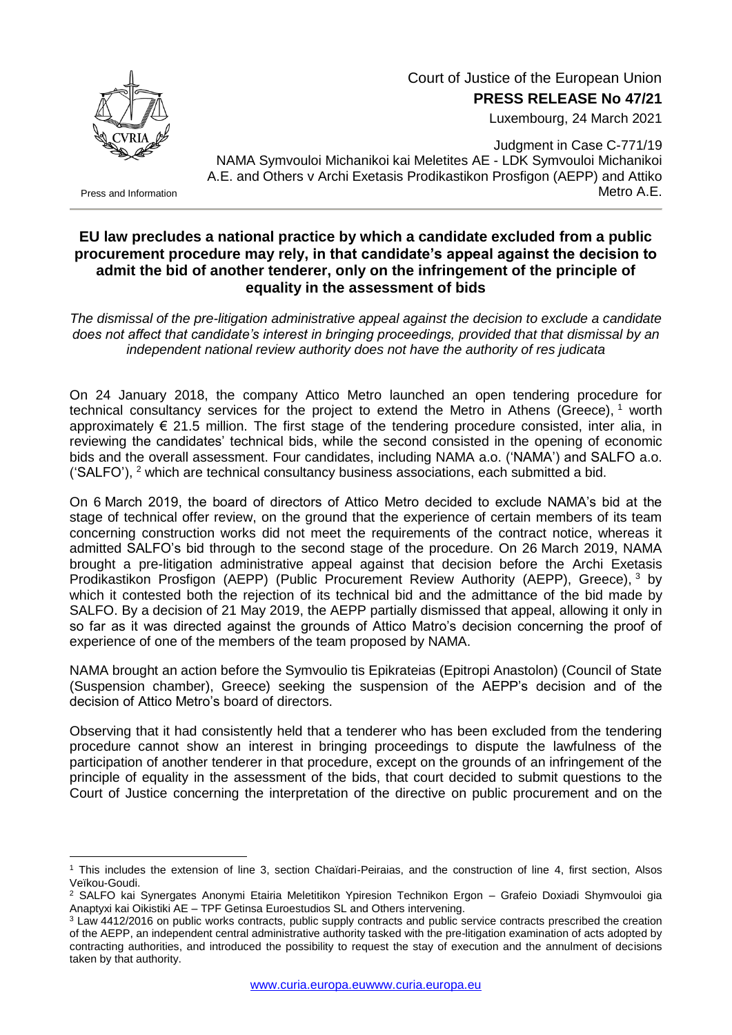Court of Justice of the European Union
**PRESS RELEASE No 47/21**
Luxembourg, 24 March 2021

Press and Information

Judgment in Case C-771/19
NAMA Symvouloi Michanikoi kai Meletites AE - LDK Symvouloi Michanikoi A.E. and Others v Archi Exetasis Prodikastikon Prosfigon (AEPP) and Attiko Metro A.E.

## EU law precludes a national practice by which a candidate excluded from a public procurement procedure may rely, in that candidate's appeal against the decision to admit the bid of another tenderer, only on the infringement of the principle of equality in the assessment of bids

*The dismissal of the pre-litigation administrative appeal against the decision to exclude a candidate does not affect that candidate's interest in bringing proceedings, provided that that dismissal by an independent national review authority does not have the authority of res judicata*

On 24 January 2018, the company Attico Metro launched an open tendering procedure for technical consultancy services for the project to extend the Metro in Athens (Greece), [1] worth approximately € 21.5 million. The first stage of the tendering procedure consisted, inter alia, in reviewing the candidates' technical bids, while the second consisted in the opening of economic bids and the overall assessment. Four candidates, including NAMA a.o. ('NAMA') and SALFO a.o. ('SALFO'), [2] which are technical consultancy business associations, each submitted a bid.

On 6 March 2019, the board of directors of Attico Metro decided to exclude NAMA's bid at the stage of technical offer review, on the ground that the experience of certain members of its team concerning construction works did not meet the requirements of the contract notice, whereas it admitted SALFO's bid through to the second stage of the procedure. On 26 March 2019, NAMA brought a pre-litigation administrative appeal against that decision before the Archi Exetasis Prodikastikon Prosfigon (AEPP) (Public Procurement Review Authority (AEPP), Greece), [3] by which it contested both the rejection of its technical bid and the admittance of the bid made by SALFO. By a decision of 21 May 2019, the AEPP partially dismissed that appeal, allowing it only in so far as it was directed against the grounds of Attico Matro's decision concerning the proof of experience of one of the members of the team proposed by NAMA.

NAMA brought an action before the Symvoulio tis Epikrateias (Epitropi Anastolon) (Council of State (Suspension chamber), Greece) seeking the suspension of the AEPP's decision and of the decision of Attico Metro's board of directors.

Observing that it had consistently held that a tenderer who has been excluded from the tendering procedure cannot show an interest in bringing proceedings to dispute the lawfulness of the participation of another tenderer in that procedure, except on the grounds of an infringement of the principle of equality in the assessment of the bids, that court decided to submit questions to the Court of Justice concerning the interpretation of the directive on public procurement and on the

---

[1] This includes the extension of line 3, section Chaïdari-Peiraias, and the construction of line 4, first section, Alsos Veïkou-Goudi.

[2] SALFO kai Synergates Anonymi Etairia Meletitikon Ypiresion Technikon Ergon – Grafeio Doxiadi Shymvouloi gia Anaptyxi kai Oikistiki AE – TPF Getinsa Euroestudios SL and Others intervening.

[3] Law 4412/2016 on public works contracts, public supply contracts and public service contracts prescribed the creation of the AEPP, an independent central administrative authority tasked with the pre-litigation examination of acts adopted by contracting authorities, and introduced the possibility to request the stay of execution and the annulment of decisions taken by that authority.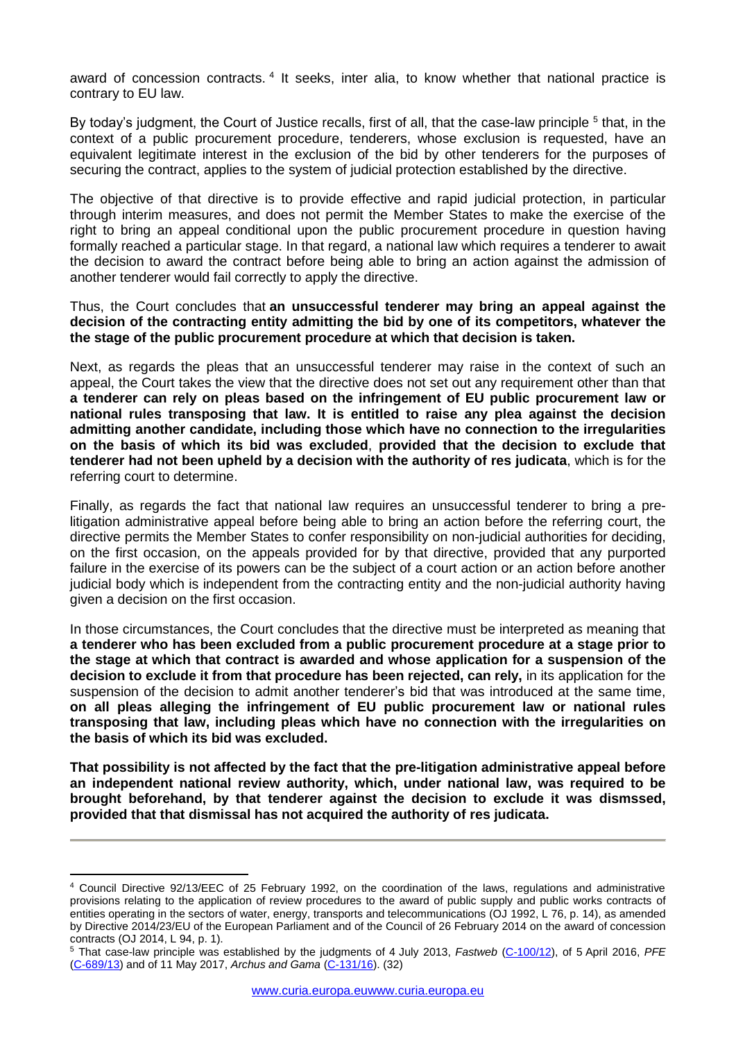award of concession contracts. [4] It seeks, inter alia, to know whether that national practice is contrary to EU law.

By today's judgment, the Court of Justice recalls, first of all, that the case-law principle [5] that, in the context of a public procurement procedure, tenderers, whose exclusion is requested, have an equivalent legitimate interest in the exclusion of the bid by other tenderers for the purposes of securing the contract, applies to the system of judicial protection established by the directive.

The objective of that directive is to provide effective and rapid judicial protection, in particular through interim measures, and does not permit the Member States to make the exercise of the right to bring an appeal conditional upon the public procurement procedure in question having formally reached a particular stage. In that regard, a national law which requires a tenderer to await the decision to award the contract before being able to bring an action against the admission of another tenderer would fail correctly to apply the directive.

Thus, the Court concludes that **an unsuccessful tenderer may bring an appeal against the decision of the contracting entity admitting the bid by one of its competitors, whatever the the stage of the public procurement procedure at which that decision is taken.**

Next, as regards the pleas that an unsuccessful tenderer may raise in the context of such an appeal, the Court takes the view that the directive does not set out any requirement other than that **a tenderer can rely on pleas based on the infringement of EU public procurement law or national rules transposing that law. It is entitled to raise any plea against the decision admitting another candidate, including those which have no connection to the irregularities on the basis of which its bid was excluded**, **provided that the decision to exclude that tenderer had not been upheld by a decision with the authority of res judicata**, which is for the referring court to determine.

Finally, as regards the fact that national law requires an unsuccessful tenderer to bring a pre-litigation administrative appeal before being able to bring an action before the referring court, the directive permits the Member States to confer responsibility on non-judicial authorities for deciding, on the first occasion, on the appeals provided for by that directive, provided that any purported failure in the exercise of its powers can be the subject of a court action or an action before another judicial body which is independent from the contracting entity and the non-judicial authority having given a decision on the first occasion.

In those circumstances, the Court concludes that the directive must be interpreted as meaning that **a tenderer who has been excluded from a public procurement procedure at a stage prior to the stage at which that contract is awarded and whose application for a suspension of the decision to exclude it from that procedure has been rejected, can rely,** in its application for the suspension of the decision to admit another tenderer's bid that was introduced at the same time, **on all pleas alleging the infringement of EU public procurement law or national rules transposing that law, including pleas which have no connection with the irregularities on the basis of which its bid was excluded.**

**That possibility is not affected by the fact that the pre-litigation administrative appeal before an independent national review authority, which, under national law, was required to be brought beforehand, by that tenderer against the decision to exclude it was dismssed, provided that that dismissal has not acquired the authority of res judicata.**

---

[4] Council Directive 92/13/EEC of 25 February 1992, on the coordination of the laws, regulations and administrative provisions relating to the application of review procedures to the award of public supply and public works contracts of entities operating in the sectors of water, energy, transports and telecommunications (OJ 1992, L 76, p. 14), as amended by Directive 2014/23/EU of the European Parliament and of the Council of 26 February 2014 on the award of concession contracts (OJ 2014, L 94, p. 1).

[5] That case-law principle was established by the judgments of 4 July 2013, *Fastweb* (C-100/12), of 5 April 2016, *PFE* (C-689/13) and of 11 May 2017, *Archus and Gama* (C-131/16). (32)

www.curia.europa.euwww.curia.europa.eu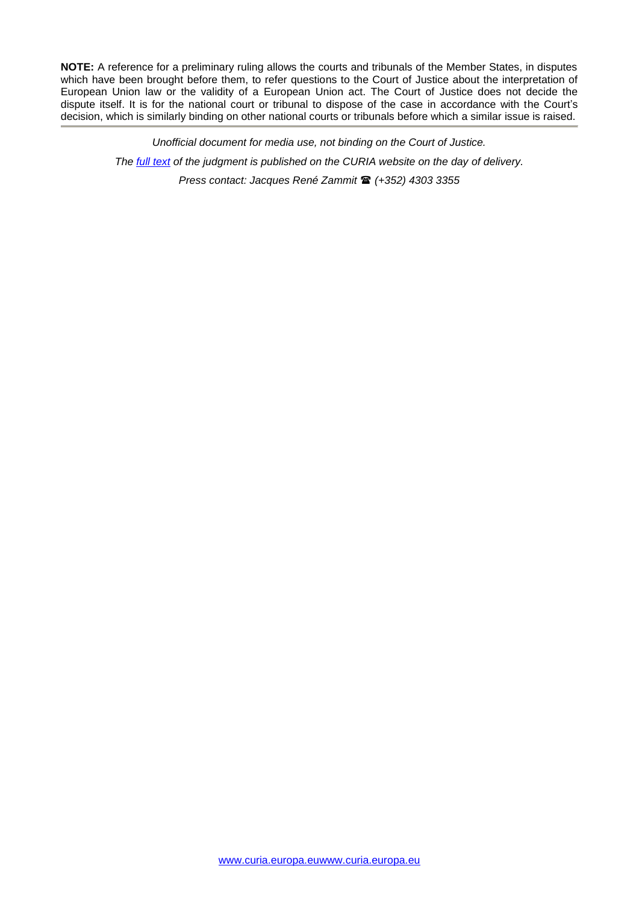**NOTE:** A reference for a preliminary ruling allows the courts and tribunals of the Member States, in disputes which have been brought before them, to refer questions to the Court of Justice about the interpretation of European Union law or the validity of a European Union act. The Court of Justice does not decide the dispute itself. It is for the national court or tribunal to dispose of the case in accordance with the Court's decision, which is similarly binding on other national courts or tribunals before which a similar issue is raised.

*Unofficial document for media use, not binding on the Court of Justice.*

*The full text of the judgment is published on the CURIA website on the day of delivery.*

*Press contact: Jacques René Zammit ☎ (+352) 4303 3355*